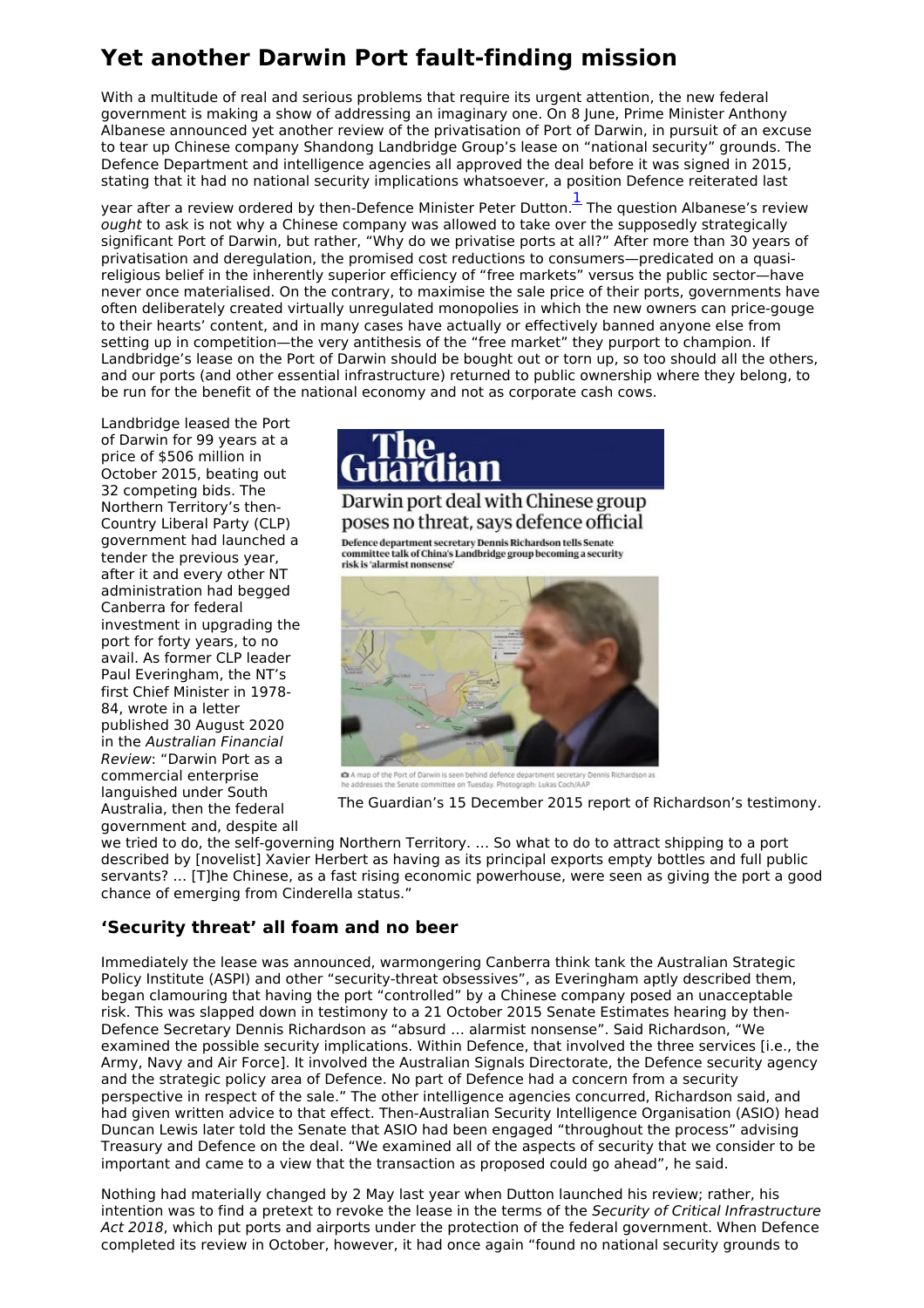# Yet another Darwin Port fault-finding mission

With a multitude of real and serious problems that require its urgent attention, the new federal government is making a show of addressing an imaginary one. On 8 June, Prime Minister Anthony Albanese announced yet another review of the privatisation of Port of Darwin, in pursuit of an excuse to tear up Chinese company Shandong Landbridge Group's lease on "national security" grounds. The Defence Department and intelligence agencies all approved the deal before it was signed in 2015, stating that it had no national security implications whatsoever, a position Defence reiterated last year after a review ordered by then-Defence Minister Peter Dutton.[1] The question Albanese's review *ought* to ask is not why a Chinese company was allowed to take over the supposedly strategically significant Port of Darwin, but rather, "Why do we privatise ports at all?" After more than 30 years of privatisation and deregulation, the promised cost reductions to consumers—predicated on a quasi-religious belief in the inherently superior efficiency of "free markets" versus the public sector—have never once materialised. On the contrary, to maximise the sale price of their ports, governments have often deliberately created virtually unregulated monopolies in which the new owners can price-gouge to their hearts' content, and in many cases have actually or effectively banned anyone else from setting up in competition—the very antithesis of the "free market" they purport to champion. If Landbridge's lease on the Port of Darwin should be bought out or torn up, so too should all the others, and our ports (and other essential infrastructure) returned to public ownership where they belong, to be run for the benefit of the national economy and not as corporate cash cows.

Landbridge leased the Port of Darwin for 99 years at a price of $506 million in October 2015, beating out 32 competing bids. The Northern Territory's then-Country Liberal Party (CLP) government had launched a tender the previous year, after it and every other NT administration had begged Canberra for federal investment in upgrading the port for forty years, to no avail. As former CLP leader Paul Everingham, the NT's first Chief Minister in 1978-84, wrote in a letter published 30 August 2020 in the *Australian Financial Review*: "Darwin Port as a commercial enterprise languished under South Australia, then the federal government and, despite all we tried to do, the self-governing Northern Territory. … So what to do to attract shipping to a port described by [novelist] Xavier Herbert as having as its principal exports empty bottles and full public servants? … [T]he Chinese, as a fast rising economic powerhouse, were seen as giving the port a good chance of emerging from Cinderella status."

The Guardian's 15 December 2015 report of Richardson's testimony.

## 'Security threat' all foam and no beer

Immediately the lease was announced, warmongering Canberra think tank the Australian Strategic Policy Institute (ASPI) and other "security-threat obsessives", as Everingham aptly described them, began clamouring that having the port "controlled" by a Chinese company posed an unacceptable risk. This was slapped down in testimony to a 21 October 2015 Senate Estimates hearing by then-Defence Secretary Dennis Richardson as "absurd … alarmist nonsense". Said Richardson, "We examined the possible security implications. Within Defence, that involved the three services [i.e., the Army, Navy and Air Force]. It involved the Australian Signals Directorate, the Defence security agency and the strategic policy area of Defence. No part of Defence had a concern from a security perspective in respect of the sale." The other intelligence agencies concurred, Richardson said, and had given written advice to that effect. Then-Australian Security Intelligence Organisation (ASIO) head Duncan Lewis later told the Senate that ASIO had been engaged "throughout the process" advising Treasury and Defence on the deal. "We examined all of the aspects of security that we consider to be important and came to a view that the transaction as proposed could go ahead", he said.

Nothing had materially changed by 2 May last year when Dutton launched his review; rather, his intention was to find a pretext to revoke the lease in the terms of the *Security of Critical Infrastructure Act 2018*, which put ports and airports under the protection of the federal government. When Defence completed its review in October, however, it had once again "found no national security grounds to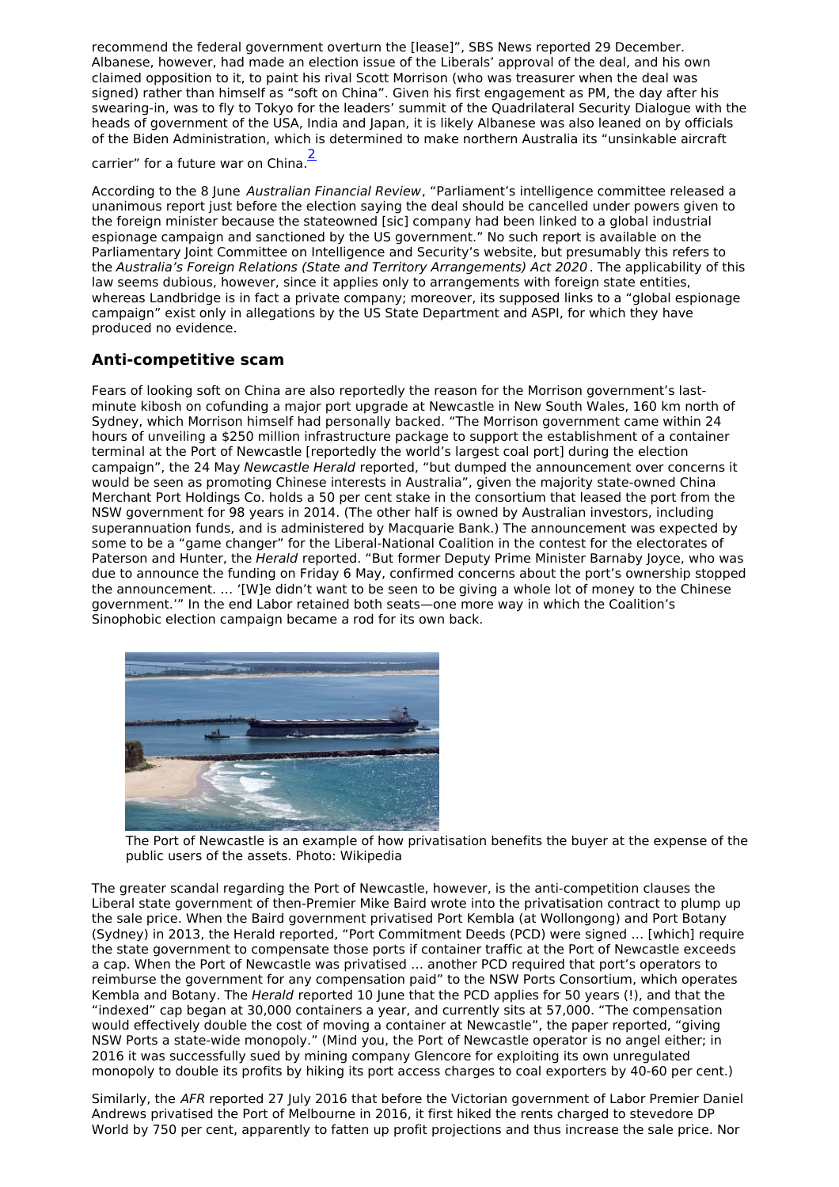recommend the federal government overturn the [lease]", SBS News reported 29 December. Albanese, however, had made an election issue of the Liberals' approval of the deal, and his own claimed opposition to it, to paint his rival Scott Morrison (who was treasurer when the deal was signed) rather than himself as "soft on China". Given his first engagement as PM, the day after his swearing-in, was to fly to Tokyo for the leaders' summit of the Quadrilateral Security Dialogue with the heads of government of the USA, India and Japan, it is likely Albanese was also leaned on by officials of the Biden Administration, which is determined to make northern Australia its "unsinkable aircraft carrier" for a future war on China.[2]

According to the 8 June *Australian Financial Review*, "Parliament's intelligence committee released a unanimous report just before the election saying the deal should be cancelled under powers given to the foreign minister because the stateowned [sic] company had been linked to a global industrial espionage campaign and sanctioned by the US government." No such report is available on the Parliamentary Joint Committee on Intelligence and Security's website, but presumably this refers to the *Australia's Foreign Relations (State and Territory Arrangements) Act 2020*. The applicability of this law seems dubious, however, since it applies only to arrangements with foreign state entities, whereas Landbridge is in fact a private company; moreover, its supposed links to a "global espionage campaign" exist only in allegations by the US State Department and ASPI, for which they have produced no evidence.

## Anti-competitive scam

Fears of looking soft on China are also reportedly the reason for the Morrison government's last-minute kibosh on cofunding a major port upgrade at Newcastle in New South Wales, 160 km north of Sydney, which Morrison himself had personally backed. "The Morrison government came within 24 hours of unveiling a $250 million infrastructure package to support the establishment of a container terminal at the Port of Newcastle [reportedly the world's largest coal port] during the election campaign", the 24 May *Newcastle Herald* reported, "but dumped the announcement over concerns it would be seen as promoting Chinese interests in Australia", given the majority state-owned China Merchant Port Holdings Co. holds a 50 per cent stake in the consortium that leased the port from the NSW government for 98 years in 2014. (The other half is owned by Australian investors, including superannuation funds, and is administered by Macquarie Bank.) The announcement was expected by some to be a "game changer" for the Liberal-National Coalition in the contest for the electorates of Paterson and Hunter, the *Herald* reported. "But former Deputy Prime Minister Barnaby Joyce, who was due to announce the funding on Friday 6 May, confirmed concerns about the port's ownership stopped the announcement. … '[W]e didn't want to be seen to be giving a whole lot of money to the Chinese government.'" In the end Labor retained both seats—one more way in which the Coalition's Sinophobic election campaign became a rod for its own back.

The Port of Newcastle is an example of how privatisation benefits the buyer at the expense of the public users of the assets. Photo: Wikipedia

The greater scandal regarding the Port of Newcastle, however, is the anti-competition clauses the Liberal state government of then-Premier Mike Baird wrote into the privatisation contract to plump up the sale price. When the Baird government privatised Port Kembla (at Wollongong) and Port Botany (Sydney) in 2013, the Herald reported, "Port Commitment Deeds (PCD) were signed … [which] require the state government to compensate those ports if container traffic at the Port of Newcastle exceeds a cap. When the Port of Newcastle was privatised … another PCD required that port's operators to reimburse the government for any compensation paid" to the NSW Ports Consortium, which operates Kembla and Botany. The *Herald* reported 10 June that the PCD applies for 50 years (!), and that the "indexed" cap began at 30,000 containers a year, and currently sits at 57,000. "The compensation would effectively double the cost of moving a container at Newcastle", the paper reported, "giving NSW Ports a state-wide monopoly." (Mind you, the Port of Newcastle operator is no angel either; in 2016 it was successfully sued by mining company Glencore for exploiting its own unregulated monopoly to double its profits by hiking its port access charges to coal exporters by 40-60 per cent.)

Similarly, the *AFR* reported 27 July 2016 that before the Victorian government of Labor Premier Daniel Andrews privatised the Port of Melbourne in 2016, it first hiked the rents charged to stevedore DP World by 750 per cent, apparently to fatten up profit projections and thus increase the sale price. Nor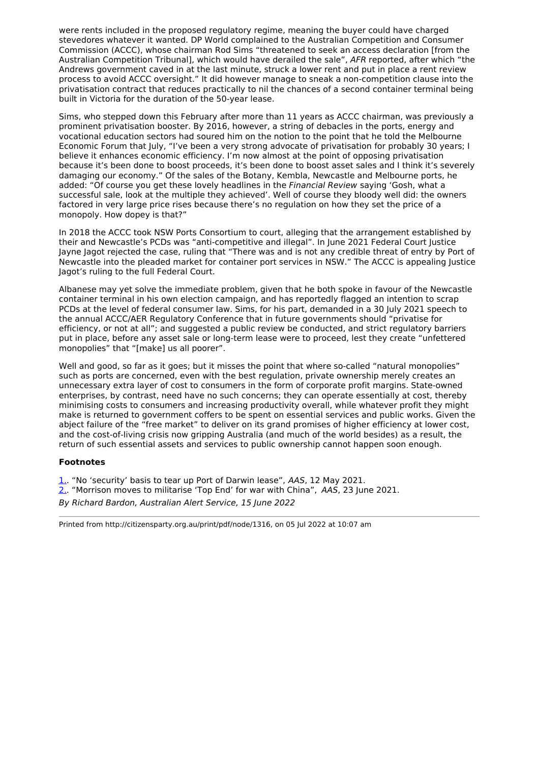were rents included in the proposed regulatory regime, meaning the buyer could have charged stevedores whatever it wanted. DP World complained to the Australian Competition and Consumer Commission (ACCC), whose chairman Rod Sims "threatened to seek an access declaration [from the Australian Competition Tribunal], which would have derailed the sale", *AFR* reported, after which "the Andrews government caved in at the last minute, struck a lower rent and put in place a rent review process to avoid ACCC oversight." It did however manage to sneak a non-competition clause into the privatisation contract that reduces practically to nil the chances of a second container terminal being built in Victoria for the duration of the 50-year lease.

Sims, who stepped down this February after more than 11 years as ACCC chairman, was previously a prominent privatisation booster. By 2016, however, a string of debacles in the ports, energy and vocational education sectors had soured him on the notion to the point that he told the Melbourne Economic Forum that July, "I've been a very strong advocate of privatisation for probably 30 years; I believe it enhances economic efficiency. I'm now almost at the point of opposing privatisation because it's been done to boost proceeds, it's been done to boost asset sales and I think it's severely damaging our economy." Of the sales of the Botany, Kembla, Newcastle and Melbourne ports, he added: "Of course you get these lovely headlines in the *Financial Review* saying 'Gosh, what a successful sale, look at the multiple they achieved'. Well of course they bloody well did: the owners factored in very large price rises because there's no regulation on how they set the price of a monopoly. How dopey is that?"

In 2018 the ACCC took NSW Ports Consortium to court, alleging that the arrangement established by their and Newcastle's PCDs was "anti-competitive and illegal". In June 2021 Federal Court Justice Jayne Jagot rejected the case, ruling that "There was and is not any credible threat of entry by Port of Newcastle into the pleaded market for container port services in NSW." The ACCC is appealing Justice Jagot's ruling to the full Federal Court.

Albanese may yet solve the immediate problem, given that he both spoke in favour of the Newcastle container terminal in his own election campaign, and has reportedly flagged an intention to scrap PCDs at the level of federal consumer law. Sims, for his part, demanded in a 30 July 2021 speech to the annual ACCC/AER Regulatory Conference that in future governments should "privatise for efficiency, or not at all"; and suggested a public review be conducted, and strict regulatory barriers put in place, before any asset sale or long-term lease were to proceed, lest they create "unfettered monopolies" that "[make] us all poorer".

Well and good, so far as it goes; but it misses the point that where so-called "natural monopolies" such as ports are concerned, even with the best regulation, private ownership merely creates an unnecessary extra layer of cost to consumers in the form of corporate profit margins. State-owned enterprises, by contrast, need have no such concerns; they can operate essentially at cost, thereby minimising costs to consumers and increasing productivity overall, while whatever profit they might make is returned to government coffers to be spent on essential services and public works. Given the abject failure of the "free market" to deliver on its grand promises of higher efficiency at lower cost, and the cost-of-living crisis now gripping Australia (and much of the world besides) as a result, the return of such essential assets and services to public ownership cannot happen soon enough.

### Footnotes

1.. "No 'security' basis to tear up Port of Darwin lease", *AAS*, 12 May 2021.
2.. "Morrison moves to militarise 'Top End' for war with China", *AAS*, 23 June 2021.

*By Richard Bardon, Australian Alert Service, 15 June 2022*